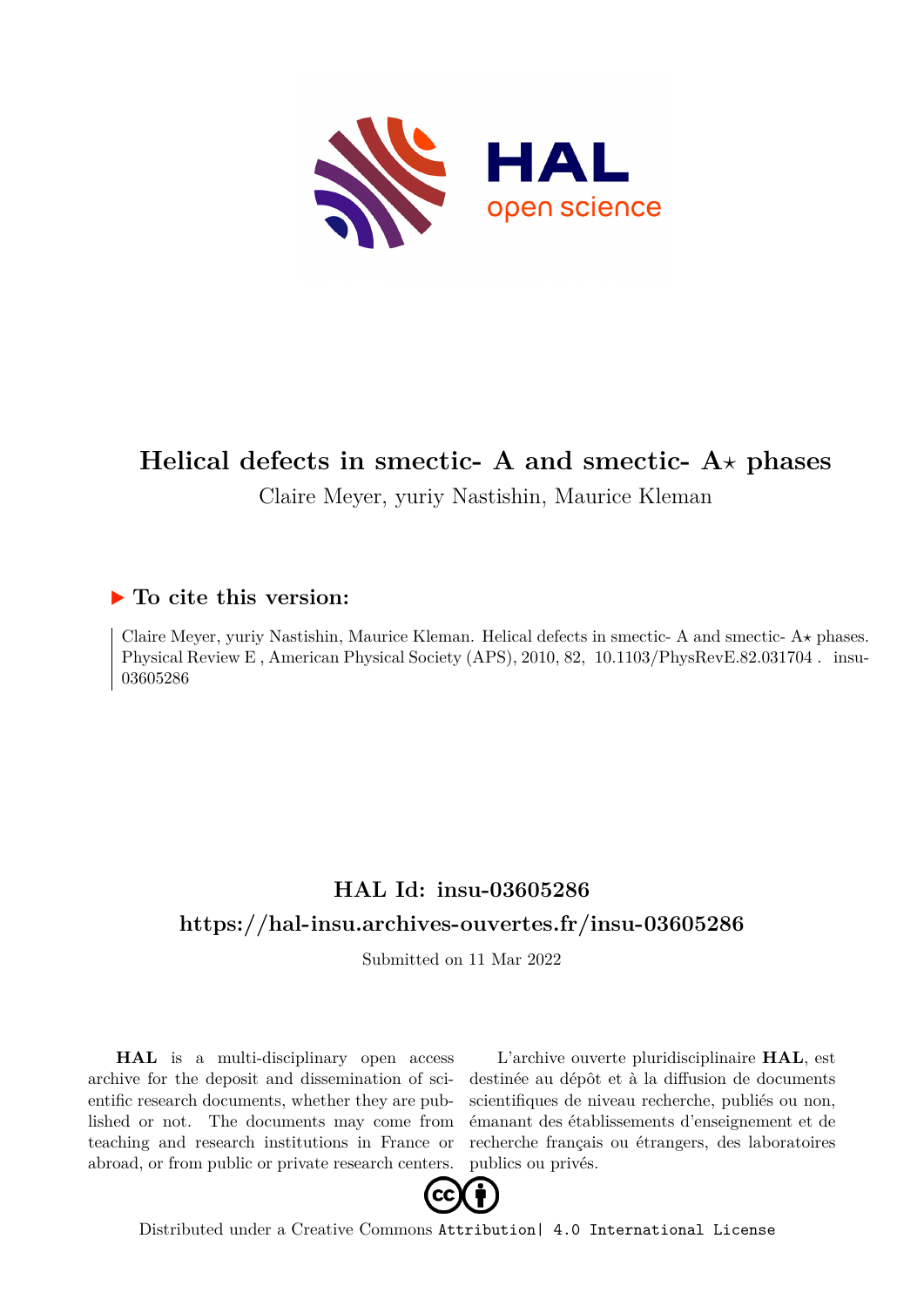# Helical defects in smectic- A and smectic- A⋆ phases

Claire Meyer, yuriy Nastishin, Maurice Kleman

## ▶ To cite this version:

Claire Meyer, yuriy Nastishin, Maurice Kleman. Helical defects in smectic- A and smectic- A⋆ phases. Physical Review E , American Physical Society (APS), 2010, 82, 10.1103/PhysRevE.82.031704 . insu-03605286

## HAL Id: insu-03605286

## https://hal-insu.archives-ouvertes.fr/insu-03605286

Submitted on 11 Mar 2022

**HAL** is a multi-disciplinary open access archive for the deposit and dissemination of scientific research documents, whether they are published or not. The documents may come from teaching and research institutions in France or abroad, or from public or private research centers.

L'archive ouverte pluridisciplinaire **HAL**, est destinée au dépôt et à la diffusion de documents scientifiques de niveau recherche, publiés ou non, émanant des établissements d'enseignement et de recherche français ou étrangers, des laboratoires publics ou privés.

Distributed under a Creative Commons Attribution| 4.0 International License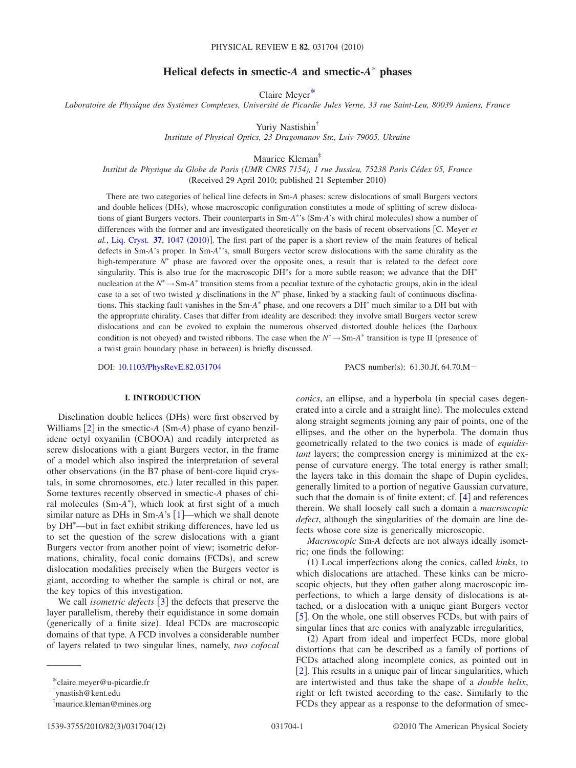# Helical defects in smectic-$A$ and smectic-$A^*$ phases

Claire Meyer[*]

*Laboratoire de Physique des Systèmes Complexes, Université de Picardie Jules Verne, 33 rue Saint-Leu, 80039 Amiens, France*

Yuriy Nastishin[†]

*Institute of Physical Optics, 23 Dragomanov Str., Lviv 79005, Ukraine*

Maurice Kleman[‡]

*Institut de Physique du Globe de Paris (UMR CNRS 7154), 1 rue Jussieu, 75238 Paris Cédex 05, France*

(Received 29 April 2010; published 21 September 2010)

There are two categories of helical line defects in Sm-$A$ phases: screw dislocations of small Burgers vectors and double helices (DHs), whose macroscopic configuration constitutes a mode of splitting of screw dislocations of giant Burgers vectors. Their counterparts in Sm-$A^*$'s (Sm-$A$'s with chiral molecules) show a number of differences with the former and are investigated theoretically on the basis of recent observations [C. Meyer *et al.*, Liq. Cryst. **37**, 1047 (2010)]. The first part of the paper is a short review of the main features of helical defects in Sm-$A$'s proper. In Sm-$A^*$'s, small Burgers vector screw dislocations with the same chirality as the high-temperature $N^*$ phase are favored over the opposite ones, a result that is related to the defect core singularity. This is also true for the macroscopic DH$^*$s for a more subtle reason; we advance that the DH$^*$ nucleation at the $N^* \rightarrow$ Sm-$A^*$ transition stems from a peculiar texture of the cybotactic groups, akin in the ideal case to a set of two twisted $\chi$ disclinations in the $N^*$ phase, linked by a stacking fault of continuous disclinations. This stacking fault vanishes in the Sm-$A^*$ phase, and one recovers a DH$^*$ much similar to a DH but with the appropriate chirality. Cases that differ from ideality are described: they involve small Burgers vector screw dislocations and can be evoked to explain the numerous observed distorted double helices (the Darboux condition is not obeyed) and twisted ribbons. The case when the $N^* \rightarrow$ Sm-$A^*$ transition is type II (presence of a twist grain boundary phase in between) is briefly discussed.

DOI: 10.1103/PhysRevE.82.031704 PACS number(s): 61.30.Jf, 64.70.M−

## I. INTRODUCTION

Disclination double helices (DHs) were first observed by Williams [2] in the smectic-$A$ (Sm-$A$) phase of cyano benzilidene octyl oxyanilin (CBOOA) and readily interpreted as screw dislocations with a giant Burgers vector, in the frame of a model which also inspired the interpretation of several other observations (in the B7 phase of bent-core liquid crystals, in some chromosomes, etc.) later recalled in this paper. Some textures recently observed in smectic-$A$ phases of chiral molecules (Sm-$A^*$), which look at first sight of a much similar nature as DHs in Sm-$A$'s [1]—which we shall denote by DH$^*$—but in fact exhibit striking differences, have led us to set the question of the screw dislocations with a giant Burgers vector from another point of view; isometric deformations, chirality, focal conic domains (FCDs), and screw dislocation modalities precisely when the Burgers vector is giant, according to whether the sample is chiral or not, are the key topics of this investigation.

We call *isometric defects* [3] the defects that preserve the layer parallelism, thereby their equidistance in some domain (generically of a finite size). Ideal FCDs are macroscopic domains of that type. A FCD involves a considerable number of layers related to two singular lines, namely, *two cofocal conics*, an ellipse, and a hyperbola (in special cases degenerated into a circle and a straight line). The molecules extend along straight segments joining any pair of points, one of the ellipses, and the other on the hyperbola. The domain thus geometrically related to the two conics is made of *equidistant* layers; the compression energy is minimized at the expense of curvature energy. The total energy is rather small; the layers take in this domain the shape of Dupin cyclides, generally limited to a portion of negative Gaussian curvature, such that the domain is of finite extent; cf. [4] and references therein. We shall loosely call such a domain a *macroscopic defect*, although the singularities of the domain are line defects whose core size is generically microscopic.

*Macroscopic* Sm-$A$ defects are not always ideally isometric; one finds the following:

(1) Local imperfections along the conics, called *kinks*, to which dislocations are attached. These kinks can be microscopic objects, but they often gather along macroscopic imperfections, to which a large density of dislocations is attached, or a dislocation with a unique giant Burgers vector [5]. On the whole, one still observes FCDs, but with pairs of singular lines that are conics with analyzable irregularities,

(2) Apart from ideal and imperfect FCDs, more global distortions that can be described as a family of portions of FCDs attached along incomplete conics, as pointed out in [2]. This results in a unique pair of linear singularities, which are intertwisted and thus take the shape of a *double helix*, right or left twisted according to the case. Similarly to the FCDs they appear as a response to the deformation of smec-

---

[*] claire.meyer@u-picardie.fr

[†] ynastish@kent.edu

[‡] maurice.kleman@mines.org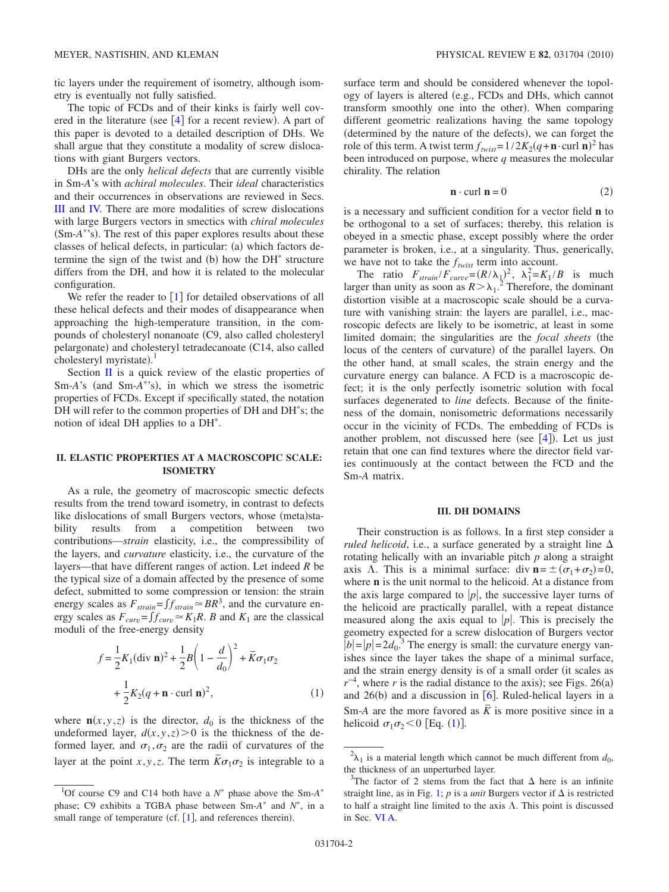tic layers under the requirement of isometry, although isometry is eventually not fully satisfied.

The topic of FCDs and of their kinks is fairly well covered in the literature (see [4] for a recent review). A part of this paper is devoted to a detailed description of DHs. We shall argue that they constitute a modality of screw dislocations with giant Burgers vectors.

DHs are the only *helical defects* that are currently visible in Sm-*A*'s with *achiral molecules*. Their *ideal* characteristics and their occurrences in observations are reviewed in Secs. III and IV. There are more modalities of screw dislocations with large Burgers vectors in smectics with *chiral molecules* (Sm-$A^*$'s). The rest of this paper explores results about these classes of helical defects, in particular: (a) which factors determine the sign of the twist and (b) how the DH$^*$ structure differs from the DH, and how it is related to the molecular configuration.

We refer the reader to [1] for detailed observations of all these helical defects and their modes of disappearance when approaching the high-temperature transition, in the compounds of cholesteryl nonanoate (C9, also called cholesteryl pelargonate) and cholesteryl tetradecanoate (C14, also called cholesteryl myristate).[1]

Section II is a quick review of the elastic properties of Sm-*A*'s (and Sm-$A^*$'s), in which we stress the isometric properties of FCDs. Except if specifically stated, the notation DH will refer to the common properties of DH and DH$^*$s; the notion of ideal DH applies to a DH$^*$.

## II. ELASTIC PROPERTIES AT A MACROSCOPIC SCALE: ISOMETRY

As a rule, the geometry of macroscopic smectic defects results from the trend toward isometry, in contrast to defects like dislocations of small Burgers vectors, whose (meta)stability results from a competition between two contributions—*strain* elasticity, i.e., the compressibility of the layers, and *curvature* elasticity, i.e., the curvature of the layers—that have different ranges of action. Let indeed $R$ be the typical size of a domain affected by the presence of some defect, submitted to some compression or tension: the strain energy scales as $F_{strain}=\int f_{strain}\simeq BR^3$, and the curvature energy scales as $F_{curv}=\int f_{curv}\simeq K_1 R$. $B$ and $K_1$ are the classical moduli of the free-energy density

$$f=\frac{1}{2}K_1(\operatorname{div}\mathbf{n})^2+\frac{1}{2}B\left(1-\frac{d}{d_0}\right)^2+\bar{K}\sigma_1\sigma_2+\frac{1}{2}K_2(q+\mathbf{n}\cdot\operatorname{curl}\mathbf{n})^2, \tag{1}$$

where $\mathbf{n}(x,y,z)$ is the director, $d_0$ is the thickness of the undeformed layer, $d(x,y,z)>0$ is the thickness of the deformed layer, and $\sigma_1,\sigma_2$ are the radii of curvatures of the layer at the point $x,y,z$. The term $\bar{K}\sigma_1\sigma_2$ is integrable to a surface term and should be considered whenever the topology of layers is altered (e.g., FCDs and DHs, which cannot transform smoothly one into the other). When comparing different geometric realizations having the same topology (determined by the nature of the defects), we can forget the role of this term. A twist term $f_{twist}=1/2K_2(q+\mathbf{n}\cdot\operatorname{curl}\mathbf{n})^2$ has been introduced on purpose, where $q$ measures the molecular chirality. The relation

$$\mathbf{n}\cdot\operatorname{curl}\mathbf{n}=0 \tag{2}$$

is a necessary and sufficient condition for a vector field $\mathbf{n}$ to be orthogonal to a set of surfaces; thereby, this relation is obeyed in a smectic phase, except possibly where the order parameter is broken, i.e., at a singularity. Thus, generically, we have not to take the $f_{twist}$ term into account.

The ratio $F_{strain}/F_{curve}=(R/\lambda_1)^2$, $\lambda_1^2=K_1/B$ is much larger than unity as soon as $R>\lambda_1$.[2] Therefore, the dominant distortion visible at a macroscopic scale should be a curvature with vanishing strain: the layers are parallel, i.e., macroscopic defects are likely to be isometric, at least in some limited domain; the singularities are the *focal sheets* (the locus of the centers of curvature) of the parallel layers. On the other hand, at small scales, the strain energy and the curvature energy can balance. A FCD is a macroscopic defect; it is the only perfectly isometric solution with focal surfaces degenerated to *line* defects. Because of the finiteness of the domain, nonisometric deformations necessarily occur in the vicinity of FCDs. The embedding of FCDs is another problem, not discussed here (see [4]). Let us just retain that one can find textures where the director field varies continuously at the contact between the FCD and the Sm-*A* matrix.

## III. DH DOMAINS

Their construction is as follows. In a first step consider a *ruled helicoid*, i.e., a surface generated by a straight line $\Delta$ rotating helically with an invariable pitch $p$ along a straight axis $\Lambda$. This is a minimal surface: $\operatorname{div}\mathbf{n}=\pm(\sigma_1+\sigma_2)=0$, where $\mathbf{n}$ is the unit normal to the helicoid. At a distance from the axis large compared to $|p|$, the successive layer turns of the helicoid are practically parallel, with a repeat distance measured along the axis equal to $|p|$. This is precisely the geometry expected for a screw dislocation of Burgers vector $|b|=|p|=2d_0$.[3] The energy is small: the curvature energy vanishes since the layer takes the shape of a minimal surface, and the strain energy density is of a small order (it scales as $r^{-4}$, where $r$ is the radial distance to the axis); see Figs. 26(a) and 26(b) and a discussion in [6]. Ruled-helical layers in a Sm-*A* are the more favored as $\bar{K}$ is more positive since in a helicoid $\sigma_1\sigma_2<0$ [Eq. (1)].

[1] Of course C9 and C14 both have a $N^*$ phase above the Sm-$A^*$ phase; C9 exhibits a TGBA phase between Sm-$A^*$ and $N^*$, in a small range of temperature (cf. [1], and references therein).

[2] $\lambda_1$ is a material length which cannot be much different from $d_0$, the thickness of an unperturbed layer.

[3] The factor of 2 stems from the fact that $\Delta$ here is an infinite straight line, as in Fig. 1; $p$ is a *unit* Burgers vector if $\Delta$ is restricted to half a straight line limited to the axis $\Lambda$. This point is discussed in Sec. VI A.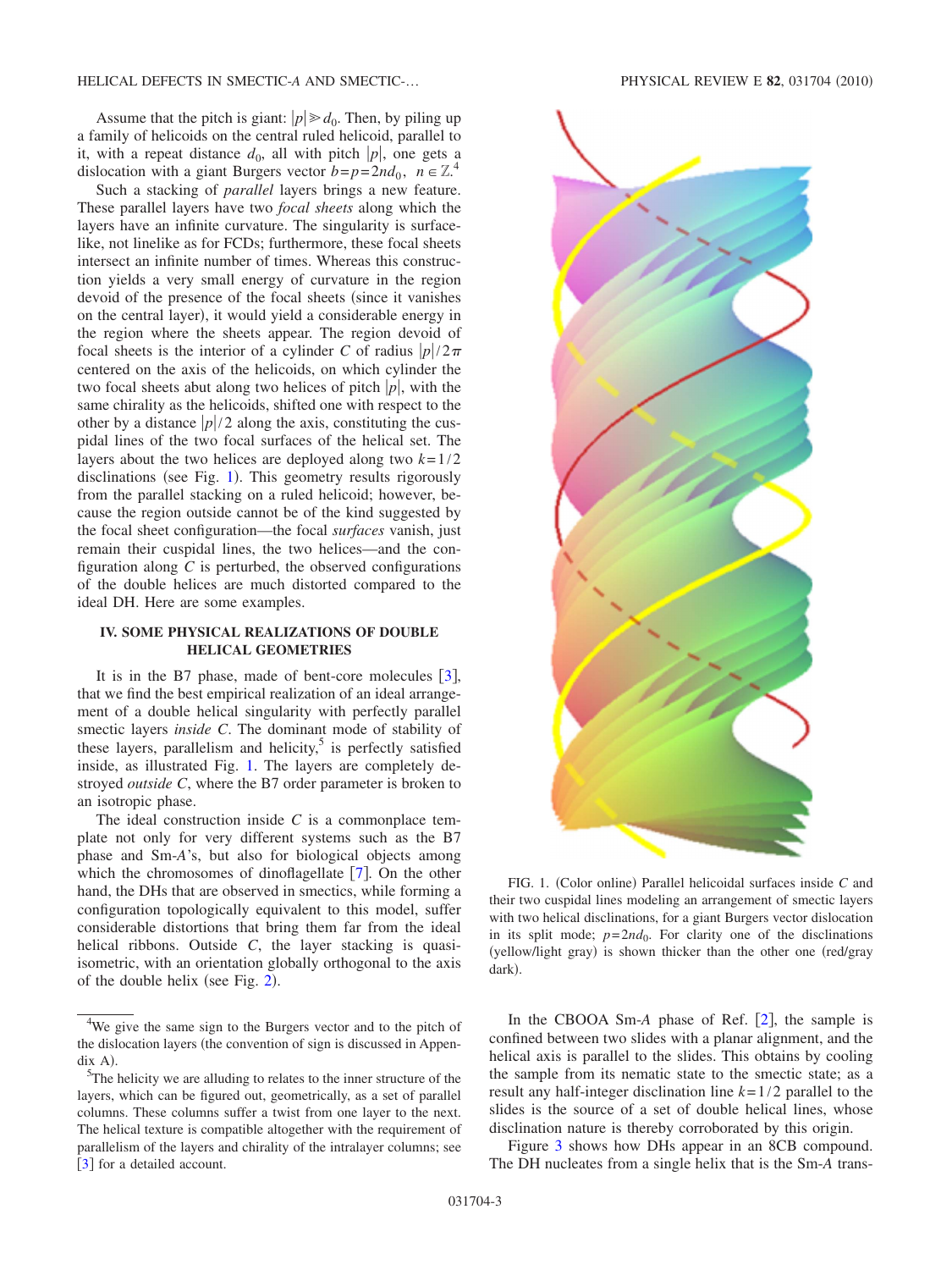Assume that the pitch is giant: $|p| \gg d_0$. Then, by piling up a family of helicoids on the central ruled helicoid, parallel to it, with a repeat distance $d_0$, all with pitch $|p|$, one gets a dislocation with a giant Burgers vector $b = p = 2nd_0$, $n \in \mathbb{Z}$.[4]

Such a stacking of *parallel* layers brings a new feature. These parallel layers have two *focal sheets* along which the layers have an infinite curvature. The singularity is surface-like, not linelike as for FCDs; furthermore, these focal sheets intersect an infinite number of times. Whereas this construction yields a very small energy of curvature in the region devoid of the presence of the focal sheets (since it vanishes on the central layer), it would yield a considerable energy in the region where the sheets appear. The region devoid of focal sheets is the interior of a cylinder $C$ of radius $|p|/2\pi$ centered on the axis of the helicoids, on which cylinder the two focal sheets abut along two helices of pitch $|p|$, with the same chirality as the helicoids, shifted one with respect to the other by a distance $|p|/2$ along the axis, constituting the cuspidal lines of the two focal surfaces of the helical set. The layers about the two helices are deployed along two $k = 1/2$ disclinations (see Fig. 1). This geometry results rigorously from the parallel stacking on a ruled helicoid; however, because the region outside cannot be of the kind suggested by the focal sheet configuration—the focal *surfaces* vanish, just remain their cuspidal lines, the two helices—and the configuration along $C$ is perturbed, the observed configurations of the double helices are much distorted compared to the ideal DH. Here are some examples.

## IV. SOME PHYSICAL REALIZATIONS OF DOUBLE HELICAL GEOMETRIES

It is in the B7 phase, made of bent-core molecules [3], that we find the best empirical realization of an ideal arrangement of a double helical singularity with perfectly parallel smectic layers *inside* $C$. The dominant mode of stability of these layers, parallelism and helicity,[5] is perfectly satisfied inside, as illustrated Fig. 1. The layers are completely destroyed *outside* $C$, where the B7 order parameter is broken to an isotropic phase.

The ideal construction inside $C$ is a commonplace template not only for very different systems such as the B7 phase and Sm-*A*'s, but also for biological objects among which the chromosomes of dinoflagellate [7]. On the other hand, the DHs that are observed in smectics, while forming a configuration topologically equivalent to this model, suffer considerable distortions that bring them far from the ideal helical ribbons. Outside $C$, the layer stacking is quasi-isometric, with an orientation globally orthogonal to the axis of the double helix (see Fig. 2).

FIG. 1. (Color online) Parallel helicoidal surfaces inside $C$ and their two cuspidal lines modeling an arrangement of smectic layers with two helical disclinations, for a giant Burgers vector dislocation in its split mode; $p = 2nd_0$. For clarity one of the disclinations (yellow/light gray) is shown thicker than the other one (red/gray dark).

In the CBOOA Sm-*A* phase of Ref. [2], the sample is confined between two slides with a planar alignment, and the helical axis is parallel to the slides. This obtains by cooling the sample from its nematic state to the smectic state; as a result any half-integer disclination line $k = 1/2$ parallel to the slides is the source of a set of double helical lines, whose disclination nature is thereby corroborated by this origin.

Figure 3 shows how DHs appear in an 8CB compound. The DH nucleates from a single helix that is the Sm-*A* trans-

---

[4] We give the same sign to the Burgers vector and to the pitch of the dislocation layers (the convention of sign is discussed in Appendix A).

[5] The helicity we are alluding to relates to the inner structure of the layers, which can be figured out, geometrically, as a set of parallel columns. These columns suffer a twist from one layer to the next. The helical texture is compatible altogether with the requirement of parallelism of the layers and chirality of the intralayer columns; see [3] for a detailed account.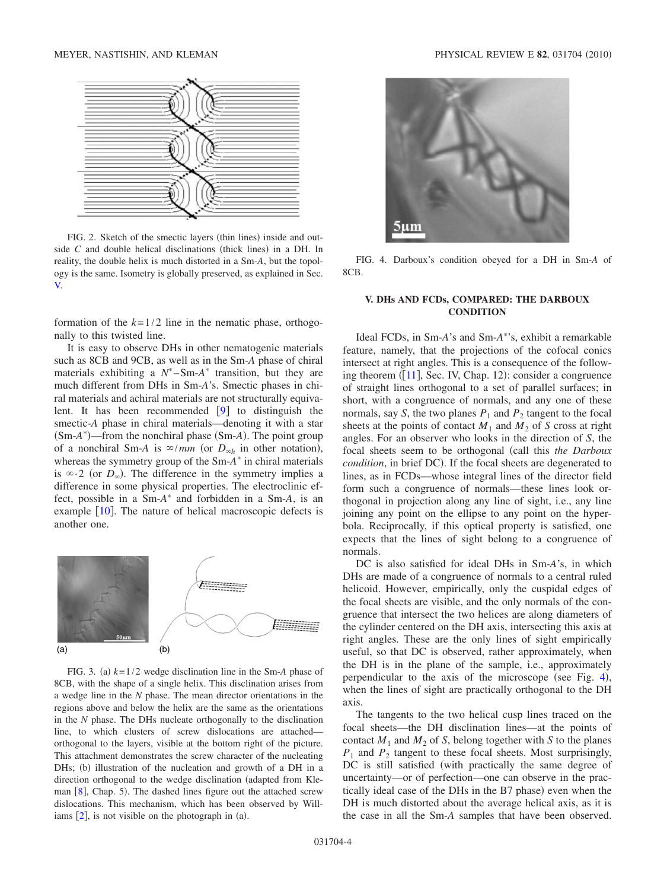FIG. 2. Sketch of the smectic layers (thin lines) inside and outside $C$ and double helical disclinations (thick lines) in a DH. In reality, the double helix is much distorted in a Sm-$A$, but the topology is the same. Isometry is globally preserved, as explained in Sec. V.

formation of the $k=1/2$ line in the nematic phase, orthogonally to this twisted line.

It is easy to observe DHs in other nematogenic materials such as 8CB and 9CB, as well as in the Sm-$A$ phase of chiral materials exhibiting a $N^*$–Sm-$A^*$ transition, but they are much different from DHs in Sm-$A$'s. Smectic phases in chiral materials and achiral materials are not structurally equivalent. It has been recommended [9] to distinguish the smectic-$A$ phase in chiral materials—denoting it with a star (Sm-$A^*$)—from the nonchiral phase (Sm-$A$). The point group of a nonchiral Sm-$A$ is $\infty/mm$ (or $D_{\infty h}$ in other notation), whereas the symmetry group of the Sm-$A^*$ in chiral materials is $\infty \cdot 2$ (or $D_\infty$). The difference in the symmetry implies a difference in some physical properties. The electroclinic effect, possible in a Sm-$A^*$ and forbidden in a Sm-$A$, is an example [10]. The nature of helical macroscopic defects is another one.

FIG. 3. (a) $k=1/2$ wedge disclination line in the Sm-$A$ phase of 8CB, with the shape of a single helix. This disclination arises from a wedge line in the $N$ phase. The mean director orientations in the regions above and below the helix are the same as the orientations in the $N$ phase. The DHs nucleate orthogonally to the disclination line, to which clusters of screw dislocations are attached—orthogonal to the layers, visible at the bottom right of the picture. This attachment demonstrates the screw character of the nucleating DHs; (b) illustration of the nucleation and growth of a DH in a direction orthogonal to the wedge disclination (adapted from Kleman [8], Chap. 5). The dashed lines figure out the attached screw dislocations. This mechanism, which has been observed by Williams [2], is not visible on the photograph in (a).

FIG. 4. Darboux's condition obeyed for a DH in Sm-$A$ of 8CB.

## V. DHs AND FCDs, COMPARED: THE DARBOUX CONDITION

Ideal FCDs, in Sm-$A$'s and Sm-$A^*$'s, exhibit a remarkable feature, namely, that the projections of the cofocal conics intersect at right angles. This is a consequence of the following theorem ([11], Sec. IV, Chap. 12): consider a congruence of straight lines orthogonal to a set of parallel surfaces; in short, with a congruence of normals, and any one of these normals, say $S$, the two planes $P_1$ and $P_2$ tangent to the focal sheets at the points of contact $M_1$ and $M_2$ of $S$ cross at right angles. For an observer who looks in the direction of $S$, the focal sheets seem to be orthogonal (call this *the Darboux condition*, in brief DC). If the focal sheets are degenerated to lines, as in FCDs—whose integral lines of the director field form such a congruence of normals—these lines look orthogonal in projection along any line of sight, i.e., any line joining any point on the ellipse to any point on the hyperbola. Reciprocally, if this optical property is satisfied, one expects that the lines of sight belong to a congruence of normals.

DC is also satisfied for ideal DHs in Sm-$A$'s, in which DHs are made of a congruence of normals to a central ruled helicoid. However, empirically, only the cuspidal edges of the focal sheets are visible, and the only normals of the congruence that intersect the two helices are along diameters of the cylinder centered on the DH axis, intersecting this axis at right angles. These are the only lines of sight empirically useful, so that DC is observed, rather approximately, when the DH is in the plane of the sample, i.e., approximately perpendicular to the axis of the microscope (see Fig. 4), when the lines of sight are practically orthogonal to the DH axis.

The tangents to the two helical cusp lines traced on the focal sheets—the DH disclination lines—at the points of contact $M_1$ and $M_2$ of $S$, belong together with $S$ to the planes $P_1$ and $P_2$ tangent to these focal sheets. Most surprisingly, DC is still satisfied (with practically the same degree of uncertainty—or of perfection—one can observe in the practically ideal case of the DHs in the B7 phase) even when the DH is much distorted about the average helical axis, as it is the case in all the Sm-$A$ samples that have been observed.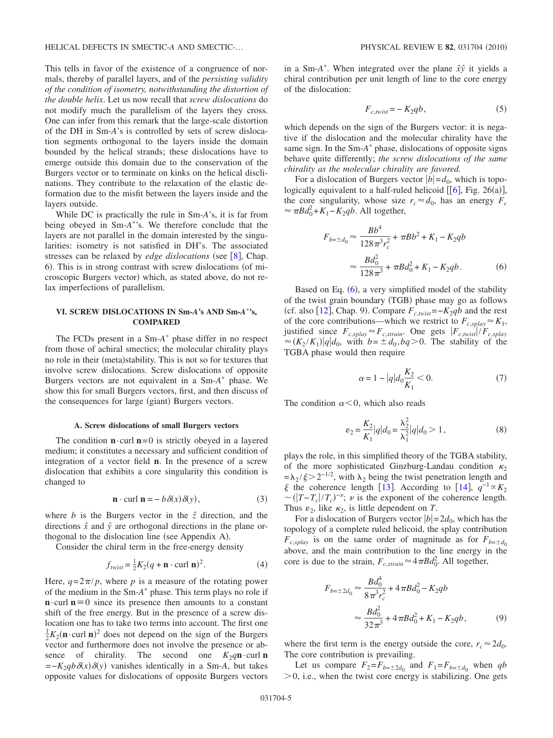This tells in favor of the existence of a congruence of normals, thereby of parallel layers, and of the *persisting validity of the condition of isometry, notwithstanding the distortion of the double helix*. Let us now recall that *screw dislocations* do not modify much the parallelism of the layers they cross. One can infer from this remark that the large-scale distortion of the DH in Sm-*A*'s is controlled by sets of screw dislocation segments orthogonal to the layers inside the domain bounded by the helical strands; these dislocations have to emerge outside this domain due to the conservation of the Burgers vector or to terminate on kinks on the helical disclinations. They contribute to the relaxation of the elastic deformation due to the misfit between the layers inside and the layers outside.

While DC is practically the rule in Sm-*A*'s, it is far from being obeyed in Sm-$A^*$'s. We therefore conclude that the layers are not parallel in the domain interested by the singularities: isometry is not satisfied in DH*s. The associated stresses can be relaxed by *edge dislocations* (see [8], Chap. 6). This is in strong contrast with screw dislocations (of microscopic Burgers vector) which, as stated above, do not relax imperfections of parallelism.

## VI. SCREW DISLOCATIONS IN Sm-*A*'s AND Sm-$A^*$'s, COMPARED

The FCDs present in a Sm-$A^*$ phase differ in no respect from those of achiral smectics; the molecular chirality plays no role in their (meta)stability. This is not so for textures that involve screw dislocations. Screw dislocations of opposite Burgers vectors are not equivalent in a Sm-$A^*$ phase. We show this for small Burgers vectors, first, and then discuss of the consequences for large (giant) Burgers vectors.

### A. Screw dislocations of small Burgers vectors

The condition $\mathbf{n}\cdot\text{curl}\,\mathbf{n}=0$ is strictly obeyed in a layered medium; it constitutes a necessary and sufficient condition of integration of a vector field $\mathbf{n}$. In the presence of a screw dislocation that exhibits a core singularity this condition is changed to

$$\mathbf{n}\cdot\text{curl}\,\mathbf{n} = -b\delta(x)\delta(y), \tag{3}$$

where $b$ is the Burgers vector in the $\hat{z}$ direction, and the directions $\hat{x}$ and $\hat{y}$ are orthogonal directions in the plane orthogonal to the dislocation line (see Appendix A).

Consider the chiral term in the free-energy density

$$f_{twist} = \tfrac{1}{2}K_2(q+\mathbf{n}\cdot\text{curl}\,\mathbf{n})^2. \tag{4}$$

Here, $q=2\pi/p$, where $p$ is a measure of the rotating power of the medium in the Sm-$A^*$ phase. This term plays no role if $\mathbf{n}\cdot\text{curl}\,\mathbf{n}\equiv 0$ since its presence then amounts to a constant shift of the free energy. But in the presence of a screw dislocation one has to take two terms into account. The first one $\frac{1}{2}K_2(\mathbf{n}\cdot\text{curl}\,\mathbf{n})^2$ does not depend on the sign of the Burgers vector and furthermore does not involve the presence or absence of chirality. The second one $K_2 q\mathbf{n}\cdot\text{curl}\,\mathbf{n} = -K_2 qb\delta(x)\delta(y)$ vanishes identically in a Sm-*A*, but takes opposite values for dislocations of opposite Burgers vectors in a Sm-$A^*$. When integrated over the plane $\hat{x}\hat{y}$ it yields a chiral contribution per unit length of line to the core energy of the dislocation:

$$F_{c,twist} = -K_2 qb, \tag{5}$$

which depends on the sign of the Burgers vector: it is negative if the dislocation and the molecular chirality have the same sign. In the Sm-$A^*$ phase, dislocations of opposite signs behave quite differently; *the screw dislocations of the same chirality as the molecular chirality are favored.*

For a dislocation of Burgers vector $|b|=d_0$, which is topologically equivalent to a half-ruled helicoid [[6], Fig. 26(a)], the core singularity, whose size $r_c\approx d_0$, has an energy $F_c \approx \pi B d_0^2 + K_1 - K_2 qb$. All together,

$$\begin{aligned}F_{b=\pm d_0} &\approx \frac{Bb^4}{128\pi^3 r_c^2} + \pi B b^2 + K_1 - K_2 qb\\ &\approx \frac{Bd_0^2}{128\pi^3} + \pi B d_0^2 + K_1 - K_2 qb.\end{aligned} \tag{6}$$

Based on Eq. (6), a very simplified model of the stability of the twist grain boundary (TGB) phase may go as follows (cf. also [12], Chap. 9). Compare $F_{c,twist}=-K_2 qb$ and the rest of the core contributions—which we restrict to $F_{c,splay}\approx K_1$, justified since $F_{c,splay}\approx F_{c,strain}$. One gets $|F_{c,twist}|/F_{c,splay} \approx (K_2/K_1)|q|d_0$, with $b=\pm d_0, bq>0$. The stability of the TGBA phase would then require

$$\alpha = 1 - |q|d_0\frac{K_2}{K_1} < 0. \tag{7}$$

The condition $\alpha<0$, which also reads

$$\varepsilon_2 = \frac{K_2}{K_1}|q|d_0 = \frac{\lambda_2^2}{\lambda_1^2}|q|d_0 > 1, \tag{8}$$

plays the role, in this simplified theory of the TGBA stability, of the more sophisticated Ginzburg-Landau condition $\kappa_2 = \lambda_2/\xi > 2^{-1/2}$, with $\lambda_2$ being the twist penetration length and $\xi$ the coherence length [13]. According to [14], $q^{-1}\propto K_2 \sim (|T-T_c|/T_c)^{-\nu}$; $\nu$ is the exponent of the coherence length. Thus $\varepsilon_2$, like $\kappa_2$, is little dependent on $T$.

For a dislocation of Burgers vector $|b|=2d_0$, which has the topology of a complete ruled helicoid, the splay contribution $F_{c,splay}$ is on the same order of magnitude as for $F_{b=\pm d_0}$ above, and the main contribution to the line energy in the core is due to the strain, $F_{c,strain}\approx 4\pi B d_0^2$. All together,

$$\begin{aligned}F_{b=\pm 2d_0} &\approx \frac{Bd_0^4}{8\pi^3 r_c^2} + 4\pi B d_0^2 - K_2 qb\\ &\approx \frac{Bd_0^2}{32\pi^3} + 4\pi B d_0^2 + K_1 - K_2 qb,\end{aligned} \tag{9}$$

where the first term is the energy outside the core, $r_c\approx 2d_0$. The core contribution is prevailing.

Let us compare $F_2=F_{b=\pm 2d_0}$ and $F_1=F_{b=\pm d_0}$ when $qb>0$, i.e., when the twist core energy is stabilizing. One gets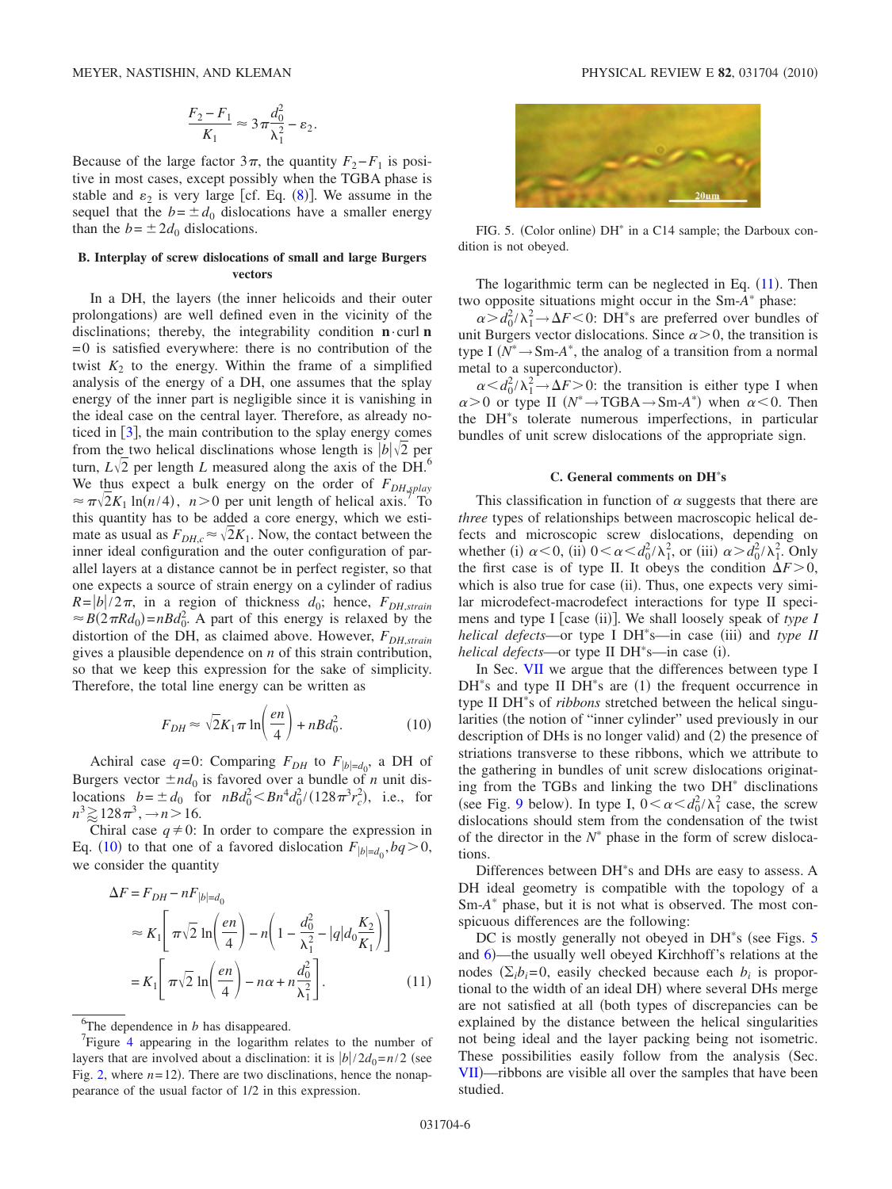$$\frac{F_2 - F_1}{K_1} \approx 3\pi \frac{d_0^2}{\lambda_1^2} - \varepsilon_2.$$

Because of the large factor $3\pi$, the quantity $F_2 - F_1$ is positive in most cases, except possibly when the TGBA phase is stable and $\varepsilon_2$ is very large [cf. Eq. (8)]. We assume in the sequel that the $b = \pm d_0$ dislocations have a smaller energy than the $b = \pm 2d_0$ dislocations.

### B. Interplay of screw dislocations of small and large Burgers vectors

In a DH, the layers (the inner helicoids and their outer prolongations) are well defined even in the vicinity of the disclinations; thereby, the integrability condition $\mathbf{n} \cdot \mathrm{curl}\, \mathbf{n} = 0$ is satisfied everywhere: there is no contribution of the twist $K_2$ to the energy. Within the frame of a simplified analysis of the energy of a DH, one assumes that the splay energy of the inner part is negligible since it is vanishing in the ideal case on the central layer. Therefore, as already noticed in [3], the main contribution to the splay energy comes from the two helical disclinations whose length is $|b|\sqrt{2}$ per turn, $L\sqrt{2}$ per length $L$ measured along the axis of the DH.[6] We thus expect a bulk energy on the order of $F_{DH,splay} \approx \pi\sqrt{2}K_1 \ln(n/4)$, $n > 0$ per unit length of helical axis.[7] To this quantity has to be added a core energy, which we estimate as usual as $F_{DH,c} \approx \sqrt{2}K_1$. Now, the contact between the inner ideal configuration and the outer configuration of parallel layers at a distance cannot be in perfect register, so that one expects a source of strain energy on a cylinder of radius $R = |b|/2\pi$, in a region of thickness $d_0$; hence, $F_{DH,strain} \approx B(2\pi R d_0) = nBd_0^2$. A part of this energy is relaxed by the distortion of the DH, as claimed above. However, $F_{DH,strain}$ gives a plausible dependence on $n$ of this strain contribution, so that we keep this expression for the sake of simplicity. Therefore, the total line energy can be written as

$$F_{DH} \approx \sqrt{2}K_1 \pi \ln\left(\frac{en}{4}\right) + nBd_0^2. \tag{10}$$

Achiral case $q = 0$: Comparing $F_{DH}$ to $F_{|b|=d_0}$, a DH of Burgers vector $\pm nd_0$ is favored over a bundle of $n$ unit dislocations $b = \pm d_0$ for $nBd_0^2 < Bn^4 d_0^4/(128\pi^3 r_c^2)$, i.e., for $n^3 \gtrsim 128\pi^3$, $\rightarrow n > 16$.

Chiral case $q \neq 0$: In order to compare the expression in Eq. (10) to that one of a favored dislocation $F_{|b|=d_0}, bq > 0$, we consider the quantity

$$\begin{aligned}
\Delta F &= F_{DH} - nF_{|b|=d_0} \\
&\approx K_1\left[\pi\sqrt{2}\ln\left(\frac{en}{4}\right) - n\left(1 - \frac{d_0^2}{\lambda_1^2} - |q| d_0 \frac{K_2}{K_1}\right)\right] \\
&= K_1\left[\pi\sqrt{2}\ln\left(\frac{en}{4}\right) - n\alpha + n\frac{d_0^2}{\lambda_1^2}\right].
\end{aligned} \tag{11}$$

[6] The dependence in $b$ has disappeared.

[7] Figure 4 appearing in the logarithm relates to the number of layers that are involved about a disclination: it is $|b|/2d_0 = n/2$ (see Fig. 2, where $n = 12$). There are two disclinations, hence the nonappearance of the usual factor of 1/2 in this expression.

FIG. 5. (Color online) DH* in a C14 sample; the Darboux condition is not obeyed.

The logarithmic term can be neglected in Eq. (11). Then two opposite situations might occur in the Sm-$A^*$ phase:

$\alpha > d_0^2/\lambda_1^2 \rightarrow \Delta F < 0$: DH*s are preferred over bundles of unit Burgers vector dislocations. Since $\alpha > 0$, the transition is type I ($N^* \rightarrow$ Sm-$A^*$, the analog of a transition from a normal metal to a superconductor).

$\alpha < d_0^2/\lambda_1^2 \rightarrow \Delta F > 0$: the transition is either type I when $\alpha > 0$ or type II ($N^* \rightarrow$ TGBA $\rightarrow$ Sm-$A^*$) when $\alpha < 0$. Then the DH*s tolerate numerous imperfections, in particular bundles of unit screw dislocations of the appropriate sign.

### C. General comments on DH*s

This classification in function of $\alpha$ suggests that there are *three* types of relationships between macroscopic helical defects and microscopic screw dislocations, depending on whether (i) $\alpha < 0$, (ii) $0 < \alpha < d_0^2/\lambda_1^2$, or (iii) $\alpha > d_0^2/\lambda_1^2$. Only the first case is of type II. It obeys the condition $\Delta F > 0$, which is also true for case (ii). Thus, one expects very similar microdefect-macrodefect interactions for type II specimens and type I [case (ii)]. We shall loosely speak of *type I helical defects*—or type I DH*s—in case (iii) and *type II helical defects*—or type II DH*s—in case (i).

In Sec. VII we argue that the differences between type I DH*s and type II DH*s are (1) the frequent occurrence in type II DH*s of *ribbons* stretched between the helical singularities (the notion of "inner cylinder" used previously in our description of DHs is no longer valid) and (2) the presence of striations transverse to these ribbons, which we attribute to the gathering in bundles of unit screw dislocations originating from the TGBs and linking the two DH* disclinations (see Fig. 9 below). In type I, $0 < \alpha < d_0^2/\lambda_1^2$ case, the screw dislocations should stem from the condensation of the twist of the director in the $N^*$ phase in the form of screw dislocations.

Differences between DH*s and DHs are easy to assess. A DH ideal geometry is compatible with the topology of a Sm-$A^*$ phase, but it is not what is observed. The most conspicuous differences are the following:

DC is mostly generally not obeyed in DH*s (see Figs. 5 and 6)—the usually well obeyed Kirchhoff's relations at the nodes ($\Sigma_i b_i = 0$, easily checked because each $b_i$ is proportional to the width of an ideal DH) where several DHs merge are not satisfied at all (both types of discrepancies can be explained by the distance between the helical singularities not being ideal and the layer packing being not isometric. These possibilities easily follow from the analysis (Sec. VII)—ribbons are visible all over the samples that have been studied.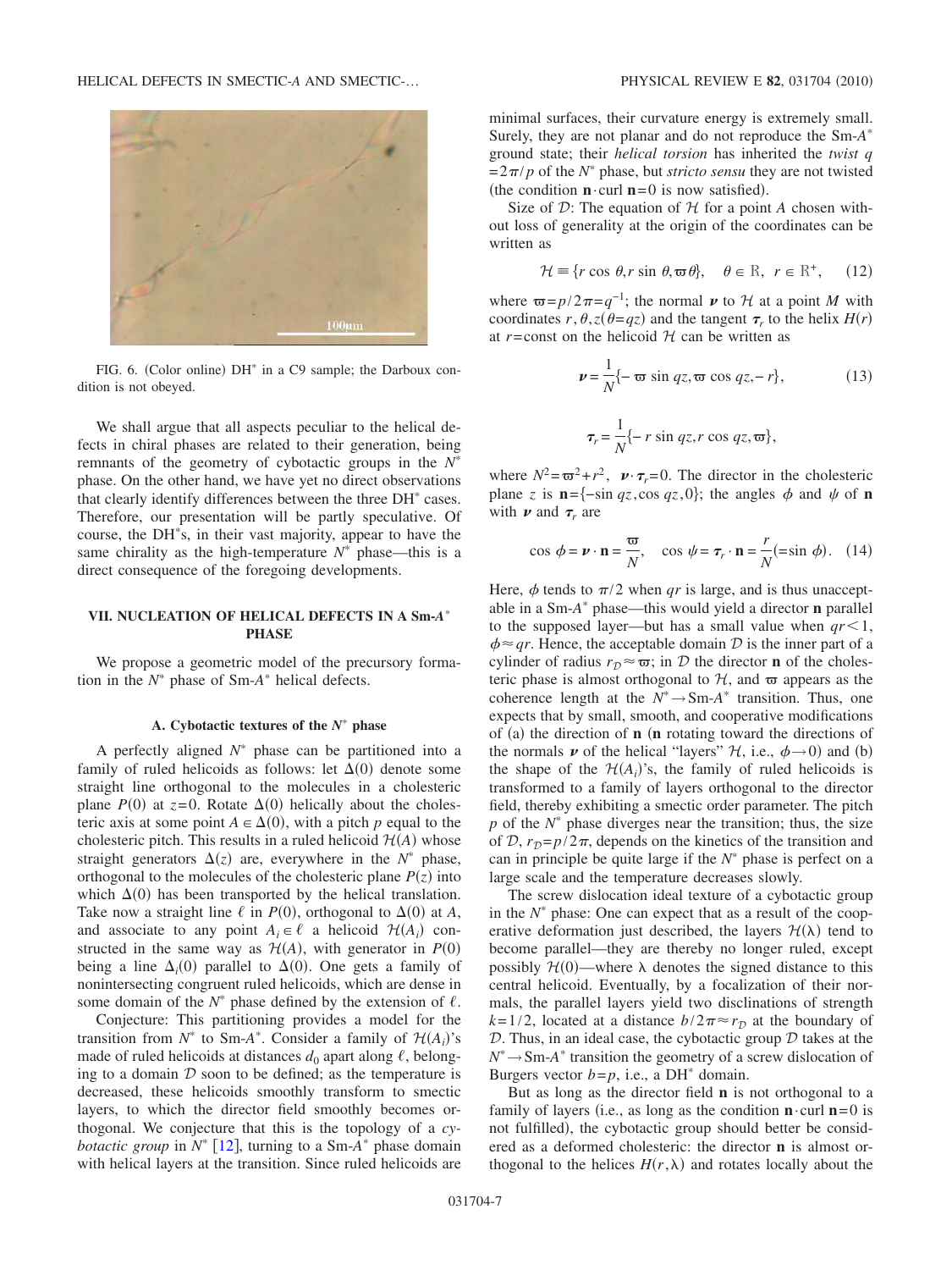FIG. 6. (Color online) DH* in a C9 sample; the Darboux condition is not obeyed.

We shall argue that all aspects peculiar to the helical defects in chiral phases are related to their generation, being remnants of the geometry of cybotactic groups in the $N^*$ phase. On the other hand, we have yet no direct observations that clearly identify differences between the three DH* cases. Therefore, our presentation will be partly speculative. Of course, the DH*s, in their vast majority, appear to have the same chirality as the high-temperature $N^*$ phase—this is a direct consequence of the foregoing developments.

## VII. NUCLEATION OF HELICAL DEFECTS IN A Sm-$A^*$ PHASE

We propose a geometric model of the precursory formation in the $N^*$ phase of Sm-$A^*$ helical defects.

### A. Cybotactic textures of the $N^*$ phase

A perfectly aligned $N^*$ phase can be partitioned into a family of ruled helicoids as follows: let $\Delta(0)$ denote some straight line orthogonal to the molecules in a cholesteric plane $P(0)$ at $z=0$. Rotate $\Delta(0)$ helically about the cholesteric axis at some point $A \in \Delta(0)$, with a pitch $p$ equal to the cholesteric pitch. This results in a ruled helicoid $\mathcal{H}(A)$ whose straight generators $\Delta(z)$ are, everywhere in the $N^*$ phase, orthogonal to the molecules of the cholesteric plane $P(z)$ into which $\Delta(0)$ has been transported by the helical translation. Take now a straight line $\ell$ in $P(0)$, orthogonal to $\Delta(0)$ at $A$, and associate to any point $A_i \in \ell$ a helicoid $\mathcal{H}(A_i)$ constructed in the same way as $\mathcal{H}(A)$, with generator in $P(0)$ being a line $\Delta_i(0)$ parallel to $\Delta(0)$. One gets a family of nonintersecting congruent ruled helicoids, which are dense in some domain of the $N^*$ phase defined by the extension of $\ell$.

Conjecture: This partitioning provides a model for the transition from $N^*$ to Sm-$A^*$. Consider a family of $\mathcal{H}(A_i)$'s made of ruled helicoids at distances $d_0$ apart along $\ell$, belonging to a domain $\mathcal{D}$ soon to be defined; as the temperature is decreased, these helicoids smoothly transform to smectic layers, to which the director field smoothly becomes orthogonal. We conjecture that this is the topology of a *cybotactic group* in $N^*$ [12], turning to a Sm-$A^*$ phase domain with helical layers at the transition. Since ruled helicoids are minimal surfaces, their curvature energy is extremely small. Surely, they are not planar and do not reproduce the Sm-$A^*$ ground state; their *helical torsion* has inherited the *twist* $q=2\pi/p$ of the $N^*$ phase, but *stricto sensu* they are not twisted (the condition $\mathbf{n}\cdot\text{curl}\,\mathbf{n}=0$ is now satisfied).

Size of $\mathcal{D}$: The equation of $\mathcal{H}$ for a point $A$ chosen without loss of generality at the origin of the coordinates can be written as

$$\mathcal{H} \equiv \{r\cos\theta, r\sin\theta, \varpi\theta\}, \quad \theta \in \mathbb{R}, \quad r \in \mathbb{R}^+, \qquad (12)$$

where $\varpi = p/2\pi = q^{-1}$; the normal $\boldsymbol{\nu}$ to $\mathcal{H}$ at a point $M$ with coordinates $r, \theta, z(\theta = qz)$ and the tangent $\boldsymbol{\tau}_r$ to the helix $H(r)$ at $r=$const on the helicoid $\mathcal{H}$ can be written as

$$\boldsymbol{\nu} = \frac{1}{N}\{-\varpi\sin qz, \varpi\cos qz, -r\}, \qquad (13)$$

$$\boldsymbol{\tau}_r = \frac{1}{N}\{-r\sin qz, r\cos qz, \varpi\},$$

where $N^2 = \varpi^2 + r^2$, $\boldsymbol{\nu}\cdot\boldsymbol{\tau}_r = 0$. The director in the cholesteric plane $z$ is $\mathbf{n} = \{-\sin qz, \cos qz, 0\}$; the angles $\phi$ and $\psi$ of $\mathbf{n}$ with $\boldsymbol{\nu}$ and $\boldsymbol{\tau}_r$ are

$$\cos\phi = \boldsymbol{\nu}\cdot\mathbf{n} = \frac{\varpi}{N}, \quad \cos\psi = \boldsymbol{\tau}_r\cdot\mathbf{n} = \frac{r}{N}(=\sin\phi). \qquad (14)$$

Here, $\phi$ tends to $\pi/2$ when $qr$ is large, and is thus unacceptable in a Sm-$A^*$ phase—this would yield a director $\mathbf{n}$ parallel to the supposed layer—but has a small value when $qr < 1$, $\phi \approx qr$. Hence, the acceptable domain $\mathcal{D}$ is the inner part of a cylinder of radius $r_{\mathcal{D}} \approx \varpi$; in $\mathcal{D}$ the director $\mathbf{n}$ of the cholesteric phase is almost orthogonal to $\mathcal{H}$, and $\varpi$ appears as the coherence length at the $N^* \to$ Sm-$A^*$ transition. Thus, one expects that by small, smooth, and cooperative modifications of (a) the direction of $\mathbf{n}$ ($\mathbf{n}$ rotating toward the directions of the normals $\boldsymbol{\nu}$ of the helical "layers" $\mathcal{H}$, i.e., $\phi \to 0$) and (b) the shape of the $\mathcal{H}(A_i)$'s, the family of ruled helicoids is transformed to a family of layers orthogonal to the director field, thereby exhibiting a smectic order parameter. The pitch $p$ of the $N^*$ phase diverges near the transition; thus, the size of $\mathcal{D}$, $r_{\mathcal{D}} = p/2\pi$, depends on the kinetics of the transition and can in principle be quite large if the $N^*$ phase is perfect on a large scale and the temperature decreases slowly.

The screw dislocation ideal texture of a cybotactic group in the $N^*$ phase: One can expect that as a result of the cooperative deformation just described, the layers $\mathcal{H}(\lambda)$ tend to become parallel—they are thereby no longer ruled, except possibly $\mathcal{H}(0)$—where $\lambda$ denotes the signed distance to this central helicoid. Eventually, by a focalization of their normals, the parallel layers yield two disclinations of strength $k=1/2$, located at a distance $b/2\pi \approx r_{\mathcal{D}}$ at the boundary of $\mathcal{D}$. Thus, in an ideal case, the cybotactic group $\mathcal{D}$ takes at the $N^* \to$ Sm-$A^*$ transition the geometry of a screw dislocation of Burgers vector $b=p$, i.e., a DH* domain.

But as long as the director field $\mathbf{n}$ is not orthogonal to a family of layers (i.e., as long as the condition $\mathbf{n}\cdot\text{curl}\,\mathbf{n}=0$ is not fulfilled), the cybotactic group should better be considered as a deformed cholesteric: the director $\mathbf{n}$ is almost orthogonal to the helices $H(r,\lambda)$ and rotates locally about the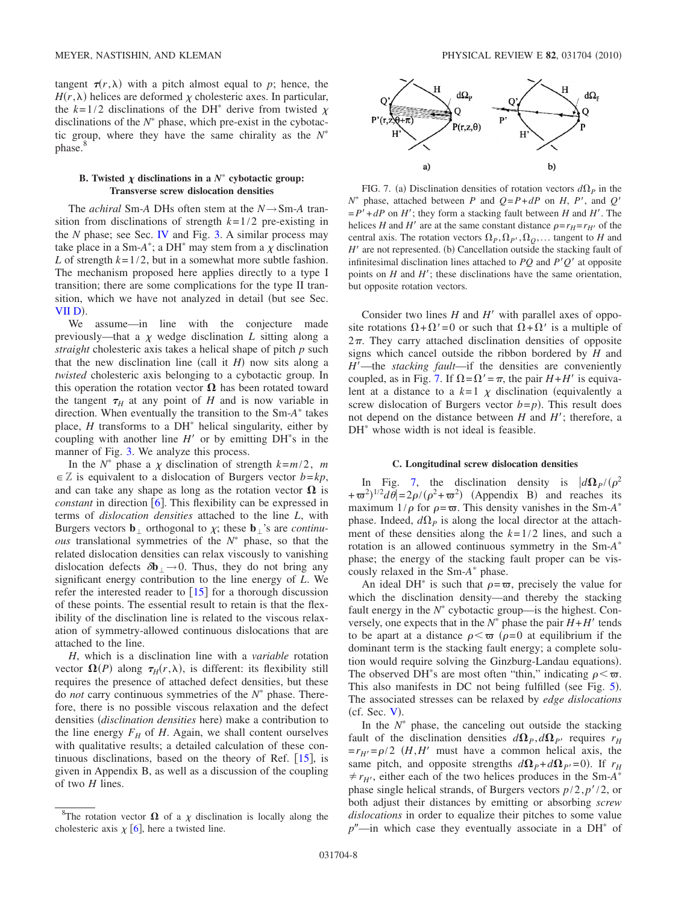tangent $\boldsymbol{\tau}(r,\lambda)$ with a pitch almost equal to $p$; hence, the $H(r,\lambda)$ helices are deformed $\chi$ cholesteric axes. In particular, the $k=1/2$ disclinations of the DH* derive from twisted $\chi$ disclinations of the $N^*$ phase, which pre-exist in the cybotactic group, where they have the same chirality as the $N^*$ phase.[8]

### B. Twisted $\chi$ disclinations in a $N^*$ cybotactic group: Transverse screw dislocation densities

The *achiral* Sm-*A* DHs often stem at the $N \to$ Sm-*A* transition from disclinations of strength $k=1/2$ pre-existing in the *N* phase; see Sec. IV and Fig. 3. A similar process may take place in a Sm-$A^*$; a DH* may stem from a $\chi$ disclination $L$ of strength $k=1/2$, but in a somewhat more subtle fashion. The mechanism proposed here applies directly to a type I transition; there are some complications for the type II transition, which we have not analyzed in detail (but see Sec. VII D).

We assume—in line with the conjecture made previously—that a $\chi$ wedge disclination $L$ sitting along a *straight* cholesteric axis takes a helical shape of pitch $p$ such that the new disclination line (call it $H$) now sits along a *twisted* cholesteric axis belonging to a cybotactic group. In this operation the rotation vector $\boldsymbol{\Omega}$ has been rotated toward the tangent $\boldsymbol{\tau}_H$ at any point of $H$ and is now variable in direction. When eventually the transition to the Sm-$A^*$ takes place, $H$ transforms to a DH* helical singularity, either by coupling with another line $H'$ or by emitting DH*s in the manner of Fig. 3. We analyze this process.

In the $N^*$ phase a $\chi$ disclination of strength $k=m/2$, $m \in \mathbb{Z}$ is equivalent to a dislocation of Burgers vector $b=kp$, and can take any shape as long as the rotation vector $\boldsymbol{\Omega}$ is *constant* in direction [6]. This flexibility can be expressed in terms of *dislocation densities* attached to the line $L$, with Burgers vectors $\mathbf{b}_\perp$ orthogonal to $\chi$; these $\mathbf{b}_\perp$'s are *continuous* translational symmetries of the $N^*$ phase, so that the related dislocation densities can relax viscously to vanishing dislocation defects $\delta\mathbf{b}_\perp \to 0$. Thus, they do not bring any significant energy contribution to the line energy of $L$. We refer the interested reader to [15] for a thorough discussion of these points. The essential result to retain is that the flexibility of the disclination line is related to the viscous relaxation of symmetry-allowed continuous dislocations that are attached to the line.

$H$, which is a disclination line with a *variable* rotation vector $\boldsymbol{\Omega}(P)$ along $\boldsymbol{\tau}_H(r,\lambda)$, is different: its flexibility still requires the presence of attached defect densities, but these do *not* carry continuous symmetries of the $N^*$ phase. Therefore, there is no possible viscous relaxation and the defect densities (*disclination densities* here) make a contribution to the line energy $F_H$ of $H$. Again, we shall content ourselves with qualitative results; a detailed calculation of these continuous disclinations, based on the theory of Ref. [15], is given in Appendix B, as well as a discussion of the coupling of two $H$ lines.

[8] The rotation vector $\boldsymbol{\Omega}$ of a $\chi$ disclination is locally along the cholesteric axis $\chi$ [6], here a twisted line.

FIG. 7. (a) Disclination densities of rotation vectors $d\Omega_P$ in the $N^*$ phase, attached between $P$ and $Q=P+dP$ on $H$, $P'$, and $Q'=P'+dP$ on $H'$; they form a stacking fault between $H$ and $H'$. The helices $H$ and $H'$ are at the same constant distance $\rho=r_H=r_{H'}$ of the central axis. The rotation vectors $\Omega_P, \Omega_{P'}, \Omega_Q, \ldots$ tangent to $H$ and $H'$ are not represented. (b) Cancellation outside the stacking fault of infinitesimal disclination lines attached to $PQ$ and $P'Q'$ at opposite points on $H$ and $H'$; these disclinations have the same orientation, but opposite rotation vectors.

Consider two lines $H$ and $H'$ with parallel axes of opposite rotations $\Omega+\Omega'=0$ or such that $\Omega+\Omega'$ is a multiple of $2\pi$. They carry attached disclination densities of opposite signs which cancel outside the ribbon bordered by $H$ and $H'$—the *stacking fault*—if the densities are conveniently coupled, as in Fig. 7. If $\Omega=\Omega'=\pi$, the pair $H+H'$ is equivalent at a distance to a $k=1$ $\chi$ disclination (equivalently a screw dislocation of Burgers vector $b=p$). This result does not depend on the distance between $H$ and $H'$; therefore, a DH* whose width is not ideal is feasible.

### C. Longitudinal screw dislocation densities

In Fig. 7, the disclination density is $|d\boldsymbol{\Omega}_P/(\rho^2+\varpi^2)^{1/2}d\theta|=2\rho/(\rho^2+\varpi^2)$ (Appendix B) and reaches its maximum $1/\rho$ for $\rho=\varpi$. This density vanishes in the Sm-$A^*$ phase. Indeed, $d\Omega_P$ is along the local director at the attachment of these densities along the $k=1/2$ lines, and such a rotation is an allowed continuous symmetry in the Sm-$A^*$ phase; the energy of the stacking fault proper can be viscously relaxed in the Sm-$A^*$ phase.

An ideal DH* is such that $\rho=\varpi$, precisely the value for which the disclination density—and thereby the stacking fault energy in the $N^*$ cybotactic group—is the highest. Conversely, one expects that in the $N^*$ phase the pair $H+H'$ tends to be apart at a distance $\rho<\varpi$ ($\rho=0$ at equilibrium if the dominant term is the stacking fault energy; a complete solution would require solving the Ginzburg-Landau equations). The observed DH*s are most often "thin," indicating $\rho<\varpi$. This also manifests in DC not being fulfilled (see Fig. 5). The associated stresses can be relaxed by *edge dislocations* (cf. Sec. V).

In the $N^*$ phase, the canceling out outside the stacking fault of the disclination densities $d\boldsymbol{\Omega}_P, d\boldsymbol{\Omega}_{P'}$ requires $r_H=r_{H'}=\rho/2$ ($H,H'$ must have a common helical axis, the same pitch, and opposite rotation strengths $d\boldsymbol{\Omega}_P+d\boldsymbol{\Omega}_{P'}=0$). If $r_H \neq r_{H'}$, either each of the two helices produces in the Sm-$A^*$ phase single helical strands, of Burgers vectors $p/2, p'/2$, or both adjust their distances by emitting or absorbing *screw dislocations* in order to equalize their pitches to some value $p''$—in which case they eventually associate in a DH* of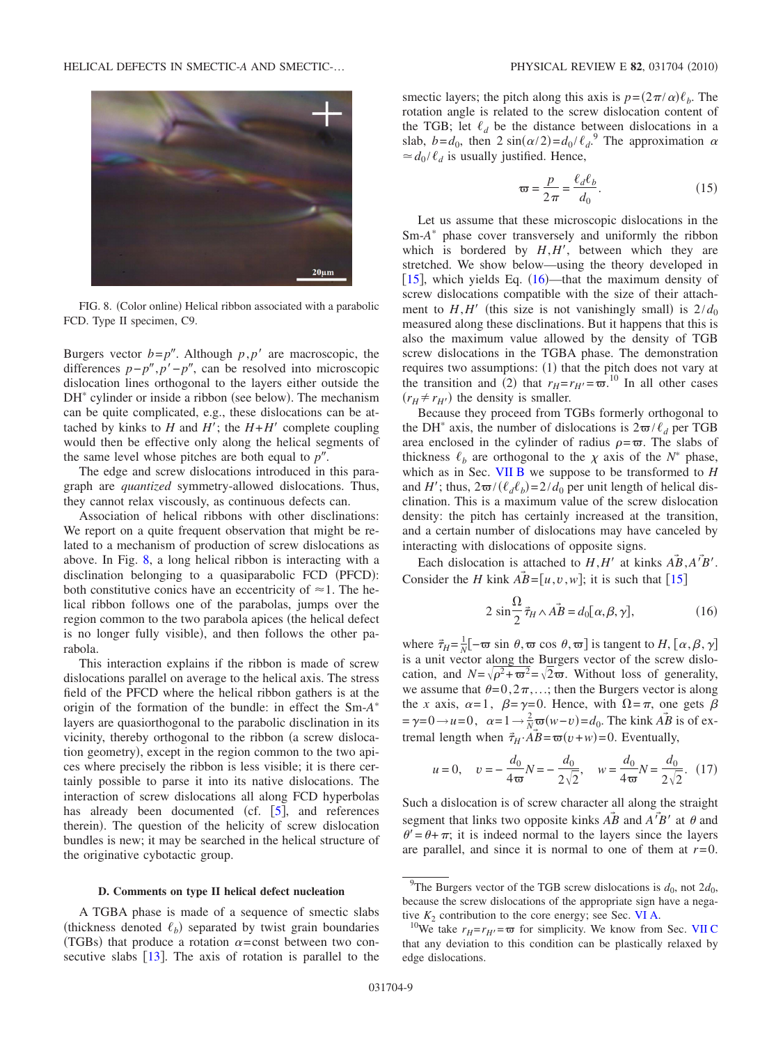FIG. 8. (Color online) Helical ribbon associated with a parabolic FCD. Type II specimen, C9.

Burgers vector $b=p''$. Although $p,p'$ are macroscopic, the differences $p-p'',p'-p''$, can be resolved into microscopic dislocation lines orthogonal to the layers either outside the DH* cylinder or inside a ribbon (see below). The mechanism can be quite complicated, e.g., these dislocations can be attached by kinks to $H$ and $H'$; the $H+H'$ complete coupling would then be effective only along the helical segments of the same level whose pitches are both equal to $p''$.

The edge and screw dislocations introduced in this paragraph are *quantized* symmetry-allowed dislocations. Thus, they cannot relax viscously, as continuous defects can.

Association of helical ribbons with other disclinations: We report on a quite frequent observation that might be related to a mechanism of production of screw dislocations as above. In Fig. 8, a long helical ribbon is interacting with a disclination belonging to a quasiparabolic FCD (PFCD): both constitutive conics have an eccentricity of $\approx 1$. The helical ribbon follows one of the parabolas, jumps over the region common to the two parabola apices (the helical defect is no longer fully visible), and then follows the other parabola.

This interaction explains if the ribbon is made of screw dislocations parallel on average to the helical axis. The stress field of the PFCD where the helical ribbon gathers is at the origin of the formation of the bundle: in effect the Sm-$A^*$ layers are quasiorthogonal to the parabolic disclination in its vicinity, thereby orthogonal to the ribbon (a screw dislocation geometry), except in the region common to the two apices where precisely the ribbon is less visible; it is there certainly possible to parse it into its native dislocations. The interaction of screw dislocations all along FCD hyperbolas has already been documented (cf. [5], and references therein). The question of the helicity of screw dislocation bundles is new; it may be searched in the helical structure of the originative cybotactic group.

### D. Comments on type II helical defect nucleation

A TGBA phase is made of a sequence of smectic slabs (thickness denoted $\ell_b$) separated by twist grain boundaries (TGBs) that produce a rotation $\alpha=$const between two consecutive slabs [13]. The axis of rotation is parallel to the smectic layers; the pitch along this axis is $p=(2\pi/\alpha)\ell_b$. The rotation angle is related to the screw dislocation content of the TGB; let $\ell_d$ be the distance between dislocations in a slab, $b=d_0$, then $2\sin(\alpha/2)=d_0/\ell_d$.[9] The approximation $\alpha \simeq d_0/\ell_d$ is usually justified. Hence,

$$\varpi = \frac{p}{2\pi} = \frac{\ell_d \ell_b}{d_0}. \tag{15}$$

Let us assume that these microscopic dislocations in the Sm-$A^*$ phase cover transversely and uniformly the ribbon which is bordered by $H,H'$, between which they are stretched. We show below—using the theory developed in [15], which yields Eq. (16)—that the maximum density of screw dislocations compatible with the size of their attachment to $H,H'$ (this size is not vanishingly small) is $2/d_0$ measured along these disclinations. But it happens that this is also the maximum value allowed by the density of TGB screw dislocations in the TGBA phase. The demonstration requires two assumptions: (1) that the pitch does not vary at the transition and (2) that $r_H=r_{H'}=\varpi$.[10] In all other cases $(r_H \neq r_{H'})$ the density is smaller.

Because they proceed from TGBs formerly orthogonal to the DH* axis, the number of dislocations is $2\varpi/\ell_d$ per TGB area enclosed in the cylinder of radius $\rho=\varpi$. The slabs of thickness $\ell_b$ are orthogonal to the $\chi$ axis of the $N^*$ phase, which as in Sec. VII B we suppose to be transformed to $H$ and $H'$; thus, $2\varpi/(\ell_d\ell_b)=2/d_0$ per unit length of helical disclination. This is a maximum value of the screw dislocation density: the pitch has certainly increased at the transition, and a certain number of dislocations may have canceled by interacting with dislocations of opposite signs.

Each dislocation is attached to $H,H'$ at kinks $\vec{AB},\vec{A'B'}$. Consider the $H$ kink $\vec{AB}=[u,v,w]$; it is such that [15]

$$2\sin\frac{\Omega}{2}\vec{\tau}_H \wedge \vec{AB} = d_0[\alpha,\beta,\gamma], \tag{16}$$

where $\vec{\tau}_H=\frac{1}{N}[-\varpi\sin\theta,\varpi\cos\theta,\varpi]$ is tangent to $H$, $[\alpha,\beta,\gamma]$ is a unit vector along the Burgers vector of the screw dislocation, and $N=\sqrt{\rho^2+\varpi^2}=\sqrt{2}\varpi$. Without loss of generality, we assume that $\theta=0,2\pi,\ldots$; then the Burgers vector is along the $x$ axis, $\alpha=1$, $\beta=\gamma=0$. Hence, with $\Omega=\pi$, one gets $\beta=\gamma=0 \rightarrow u=0$, $\alpha=1 \rightarrow \frac{2}{N}\varpi(w-v)=d_0$. The kink $\vec{AB}$ is of extremal length when $\vec{\tau}_H \cdot \vec{AB}=\varpi(v+w)=0$. Eventually,

$$u=0, \quad v=-\frac{d_0}{4\varpi}N=-\frac{d_0}{2\sqrt{2}}, \quad w=\frac{d_0}{4\varpi}N=\frac{d_0}{2\sqrt{2}}. \tag{17}$$

Such a dislocation is of screw character all along the straight segment that links two opposite kinks $\vec{AB}$ and $\vec{A'B'}$ at $\theta$ and $\theta'=\theta+\pi$; it is indeed normal to the layers since the layers are parallel, and since it is normal to one of them at $r=0$.

[9] The Burgers vector of the TGB screw dislocations is $d_0$, not $2d_0$, because the screw dislocations of the appropriate sign have a negative $K_2$ contribution to the core energy; see Sec. VI A.

[10] We take $r_H=r_{H'}=\varpi$ for simplicity. We know from Sec. VII C that any deviation to this condition can be plastically relaxed by edge dislocations.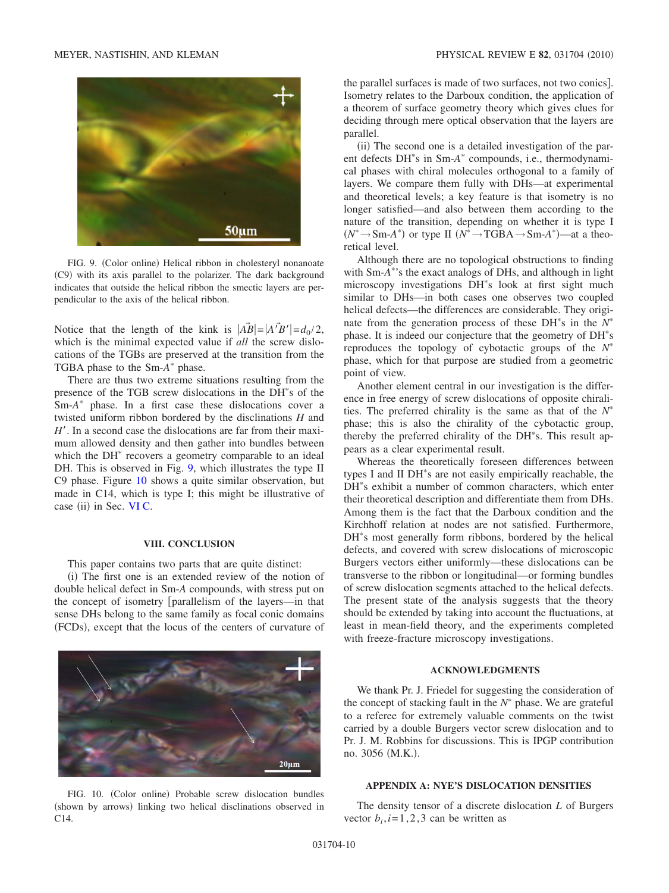FIG. 9. (Color online) Helical ribbon in cholesteryl nonanoate (C9) with its axis parallel to the polarizer. The dark background indicates that outside the helical ribbon the smectic layers are perpendicular to the axis of the helical ribbon.

Notice that the length of the kink is $|\vec{AB}|=|\vec{A'B'}|=d_0/2$, which is the minimal expected value if *all* the screw dislocations of the TGBs are preserved at the transition from the TGBA phase to the Sm-$A^*$ phase.

There are thus two extreme situations resulting from the presence of the TGB screw dislocations in the DH$^*$s of the Sm-$A^*$ phase. In a first case these dislocations cover a twisted uniform ribbon bordered by the disclinations $H$ and $H'$. In a second case the dislocations are far from their maximum allowed density and then gather into bundles between which the DH$^*$ recovers a geometry comparable to an ideal DH. This is observed in Fig. 9, which illustrates the type II C9 phase. Figure 10 shows a quite similar observation, but made in C14, which is type I; this might be illustrative of case (ii) in Sec. VI C.

## VIII. CONCLUSION

This paper contains two parts that are quite distinct:

(i) The first one is an extended review of the notion of double helical defect in Sm-$A$ compounds, with stress put on the concept of isometry [parallelism of the layers—in that sense DHs belong to the same family as focal conic domains (FCDs), except that the locus of the centers of curvature of the parallel surfaces is made of two surfaces, not two conics]. Isometry relates to the Darboux condition, the application of a theorem of surface geometry theory which gives clues for deciding through mere optical observation that the layers are parallel.

(ii) The second one is a detailed investigation of the parent defects DH$^*$s in Sm-$A^*$ compounds, i.e., thermodynamical phases with chiral molecules orthogonal to a family of layers. We compare them fully with DHs—at experimental and theoretical levels; a key feature is that isometry is no longer satisfied—and also between them according to the nature of the transition, depending on whether it is type I ($N^* \to$Sm-$A^*$) or type II ($N^* \to$TGBA$\to$Sm-$A^*$)—at a theoretical level.

Although there are no topological obstructions to finding with Sm-$A^*$'s the exact analogs of DHs, and although in light microscopy investigations DH$^*$s look at first sight much similar to DHs—in both cases one observes two coupled helical defects—the differences are considerable. They originate from the generation process of these DH$^*$s in the $N^*$ phase. It is indeed our conjecture that the geometry of DH$^*$s reproduces the topology of cybotactic groups of the $N^*$ phase, which for that purpose are studied from a geometric point of view.

Another element central in our investigation is the difference in free energy of screw dislocations of opposite chiralities. The preferred chirality is the same as that of the $N^*$ phase; this is also the chirality of the cybotactic group, thereby the preferred chirality of the DH$^*$s. This result appears as a clear experimental result.

Whereas the theoretically foreseen differences between types I and II DH$^*$s are not easily empirically reachable, the DH$^*$s exhibit a number of common characters, which enter their theoretical description and differentiate them from DHs. Among them is the fact that the Darboux condition and the Kirchhoff relation at nodes are not satisfied. Furthermore, DH$^*$s most generally form ribbons, bordered by the helical defects, and covered with screw dislocations of microscopic Burgers vectors either uniformly—these dislocations can be transverse to the ribbon or longitudinal—or forming bundles of screw dislocation segments attached to the helical defects. The present state of the analysis suggests that the theory should be extended by taking into account the fluctuations, at least in mean-field theory, and the experiments completed with freeze-fracture microscopy investigations.

FIG. 10. (Color online) Probable screw dislocation bundles (shown by arrows) linking two helical disclinations observed in C14.

## ACKNOWLEDGMENTS

We thank Pr. J. Friedel for suggesting the consideration of the concept of stacking fault in the $N^*$ phase. We are grateful to a referee for extremely valuable comments on the twist carried by a double Burgers vector screw dislocation and to Pr. J. M. Robbins for discussions. This is IPGP contribution no. 3056 (M.K.).

## APPENDIX A: NYE'S DISLOCATION DENSITIES

The density tensor of a discrete dislocation $L$ of Burgers vector $b_i, i=1,2,3$ can be written as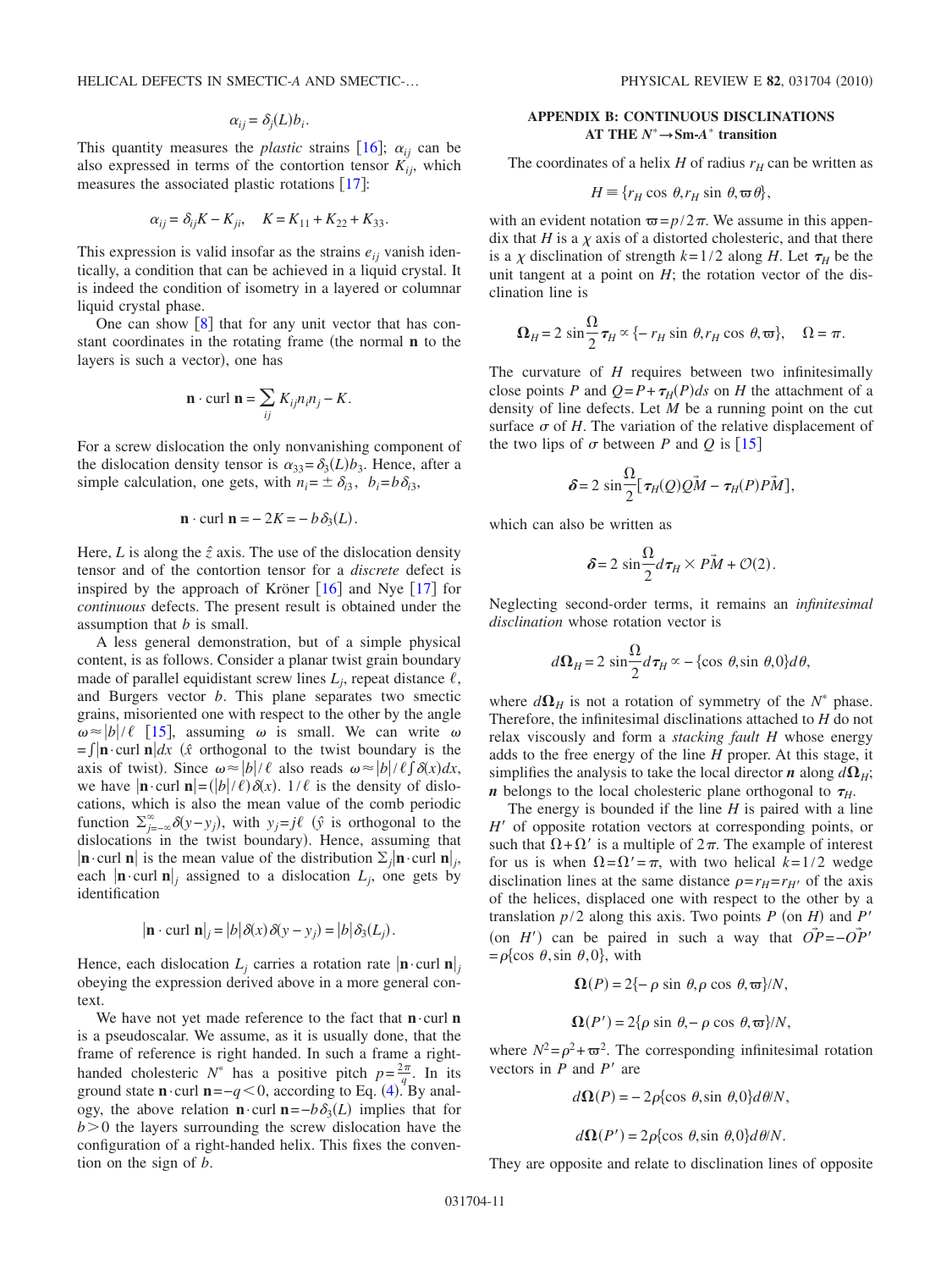$$\alpha_{ij} = \delta_j(L) b_i.$$

This quantity measures the *plastic* strains [16]; $\alpha_{ij}$ can be also expressed in terms of the contortion tensor $K_{ij}$, which measures the associated plastic rotations [17]:

$$\alpha_{ij} = \delta_{ij} K - K_{ji}, \quad K = K_{11} + K_{22} + K_{33}.$$

This expression is valid insofar as the strains $e_{ij}$ vanish identically, a condition that can be achieved in a liquid crystal. It is indeed the condition of isometry in a layered or columnar liquid crystal phase.

One can show [8] that for any unit vector that has constant coordinates in the rotating frame (the normal $\mathbf{n}$ to the layers is such a vector), one has

$$\mathbf{n} \cdot \text{curl } \mathbf{n} = \sum_{ij} K_{ij} n_i n_j - K.$$

For a screw dislocation the only nonvanishing component of the dislocation density tensor is $\alpha_{33} = \delta_3(L) b_3$. Hence, after a simple calculation, one gets, with $n_i = \pm \delta_{i3}$, $b_i = b \delta_{i3}$,

$$\mathbf{n} \cdot \text{curl } \mathbf{n} = -2K = -b \delta_3(L).$$

Here, $L$ is along the $\hat{z}$ axis. The use of the dislocation density tensor and of the contortion tensor for a *discrete* defect is inspired by the approach of Kröner [16] and Nye [17] for *continuous* defects. The present result is obtained under the assumption that $b$ is small.

A less general demonstration, but of a simple physical content, is as follows. Consider a planar twist grain boundary made of parallel equidistant screw lines $L_j$, repeat distance $\ell$, and Burgers vector $b$. This plane separates two smectic grains, misoriented one with respect to the other by the angle $\omega \approx |b|/\ell$ [15], assuming $\omega$ is small. We can write $\omega = \int |\mathbf{n} \cdot \text{curl } \mathbf{n}| dx$ ($\hat{x}$ orthogonal to the twist boundary is the axis of twist). Since $\omega \approx |b|/\ell$ also reads $\omega \approx |b|/\ell \int \delta(x) dx$, we have $|\mathbf{n} \cdot \text{curl } \mathbf{n}| = (|b|/\ell) \delta(x)$. $1/\ell$ is the density of dislocations, which is also the mean value of the comb periodic function $\Sigma_{j=-\infty}^{\infty} \delta(y - y_j)$, with $y_j = j\ell$ ($\hat{y}$ is orthogonal to the dislocations in the twist boundary). Hence, assuming that $|\mathbf{n} \cdot \text{curl } \mathbf{n}|$ is the mean value of the distribution $\Sigma_j |\mathbf{n} \cdot \text{curl } \mathbf{n}|_j$, each $|\mathbf{n} \cdot \text{curl } \mathbf{n}|_j$ assigned to a dislocation $L_j$, one gets by identification

$$|\mathbf{n} \cdot \text{curl } \mathbf{n}|_j = |b| \delta(x) \delta(y - y_j) = |b| \delta_3(L_j).$$

Hence, each dislocation $L_j$ carries a rotation rate $|\mathbf{n} \cdot \text{curl } \mathbf{n}|_j$ obeying the expression derived above in a more general context.

We have not yet made reference to the fact that $\mathbf{n} \cdot \text{curl } \mathbf{n}$ is a pseudoscalar. We assume, as it is usually done, that the frame of reference is right handed. In such a frame a right-handed cholesteric $N^*$ has a positive pitch $p = \frac{2\pi}{q}$. In its ground state $\mathbf{n} \cdot \text{curl } \mathbf{n} = -q < 0$, according to Eq. (4). By analogy, the above relation $\mathbf{n} \cdot \text{curl } \mathbf{n} = -b \delta_3(L)$ implies that for $b > 0$ the layers surrounding the screw dislocation have the configuration of a right-handed helix. This fixes the convention on the sign of $b$.

## APPENDIX B: CONTINUOUS DISCLINATIONS AT THE $N^* \to$ Sm-$A^*$ transition

The coordinates of a helix $H$ of radius $r_H$ can be written as

$$H \equiv \{r_H \cos \theta, r_H \sin \theta, \varpi \theta\},$$

with an evident notation $\varpi = p/2\pi$. We assume in this appendix that $H$ is a $\chi$ axis of a distorted cholesteric, and that there is a $\chi$ disclination of strength $k = 1/2$ along $H$. Let $\boldsymbol{\tau}_H$ be the unit tangent at a point on $H$; the rotation vector of the disclination line is

$$\boldsymbol{\Omega}_H = 2 \sin \frac{\Omega}{2} \boldsymbol{\tau}_H \propto \{-r_H \sin \theta, r_H \cos \theta, \varpi\}, \quad \Omega = \pi.$$

The curvature of $H$ requires between two infinitesimally close points $P$ and $Q = P + \boldsymbol{\tau}_H(P) ds$ on $H$ the attachment of a density of line defects. Let $M$ be a running point on the cut surface $\sigma$ of $H$. The variation of the relative displacement of the two lips of $\sigma$ between $P$ and $Q$ is [15]

$$\boldsymbol{\delta} = 2 \sin \frac{\Omega}{2} [\boldsymbol{\tau}_H(Q) \vec{QM} - \boldsymbol{\tau}_H(P) \vec{PM}],$$

which can also be written as

$$\boldsymbol{\delta} = 2 \sin \frac{\Omega}{2} d\boldsymbol{\tau}_H \times \vec{PM} + \mathcal{O}(2).$$

Neglecting second-order terms, it remains an *infinitesimal disclination* whose rotation vector is

$$d\boldsymbol{\Omega}_H = 2 \sin \frac{\Omega}{2} d\boldsymbol{\tau}_H \propto -\{\cos \theta, \sin \theta, 0\} d\theta,$$

where $d\boldsymbol{\Omega}_H$ is not a rotation of symmetry of the $N^*$ phase. Therefore, the infinitesimal disclinations attached to $H$ do not relax viscously and form a *stacking fault* $H$ whose energy adds to the free energy of the line $H$ proper. At this stage, it simplifies the analysis to take the local director $\boldsymbol{n}$ along $d\boldsymbol{\Omega}_H$; $\boldsymbol{n}$ belongs to the local cholesteric plane orthogonal to $\boldsymbol{\tau}_H$.

The energy is bounded if the line $H$ is paired with a line $H'$ of opposite rotation vectors at corresponding points, or such that $\Omega + \Omega'$ is a multiple of $2\pi$. The example of interest for us is when $\Omega = \Omega' = \pi$, with two helical $k = 1/2$ wedge disclination lines at the same distance $\rho = r_H = r_{H'}$ of the axis of the helices, displaced one with respect to the other by a translation $p/2$ along this axis. Two points $P$ (on $H$) and $P'$ (on $H'$) can be paired in such a way that $\vec{OP} = -\vec{OP'} = \rho\{\cos \theta, \sin \theta, 0\}$, with

$$\boldsymbol{\Omega}(P) = 2\{-\rho \sin \theta, \rho \cos \theta, \varpi\}/N,$$

$$\boldsymbol{\Omega}(P') = 2\{\rho \sin \theta, -\rho \cos \theta, \varpi\}/N,$$

where $N^2 = \rho^2 + \varpi^2$. The corresponding infinitesimal rotation vectors in $P$ and $P'$ are

$$d\boldsymbol{\Omega}(P) = -2\rho\{\cos \theta, \sin \theta, 0\} d\theta/N,$$

$$d\boldsymbol{\Omega}(P') = 2\rho\{\cos \theta, \sin \theta, 0\} d\theta/N.$$

They are opposite and relate to disclination lines of opposite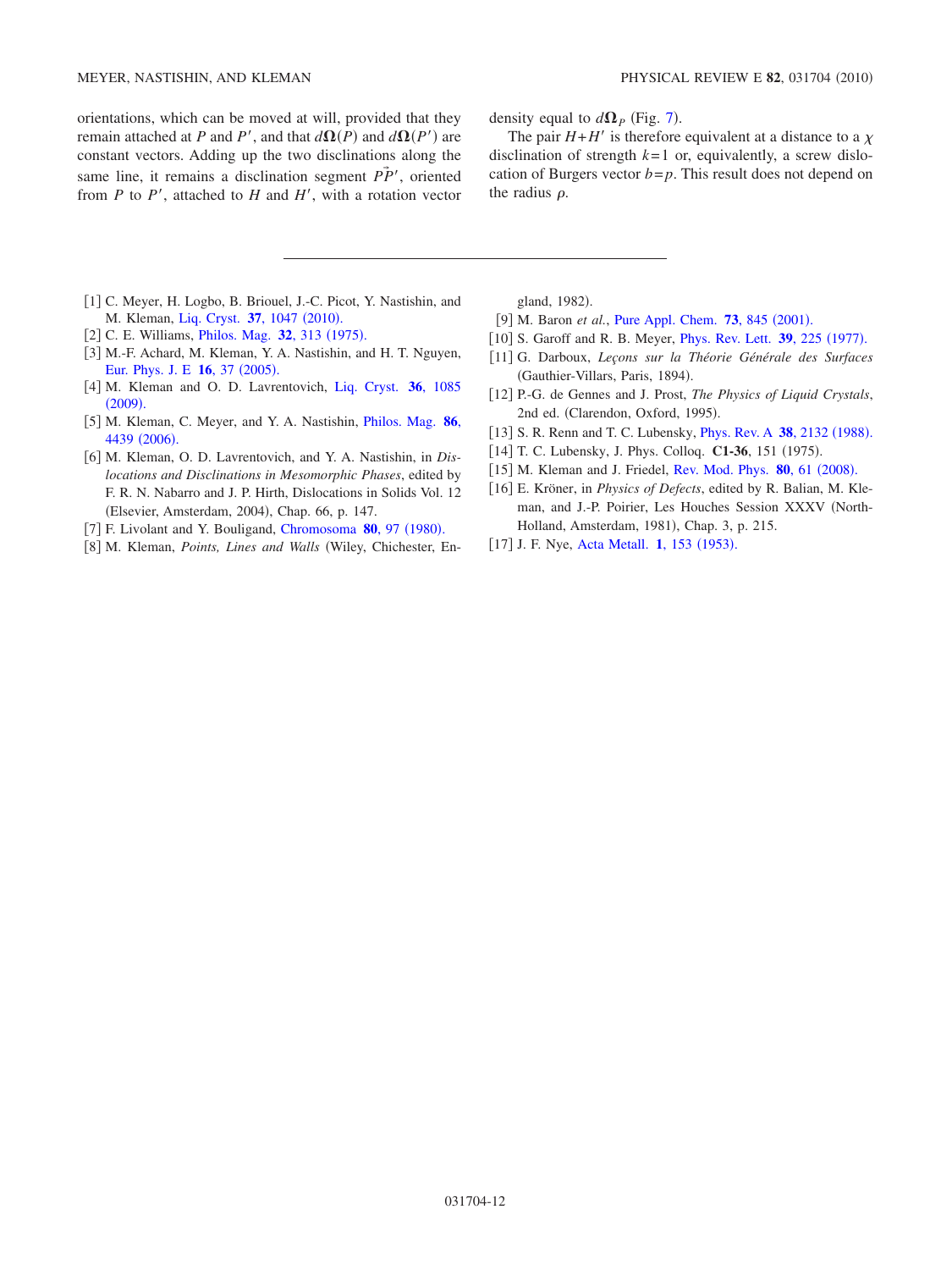orientations, which can be moved at will, provided that they remain attached at $P$ and $P'$, and that $d\mathbf{\Omega}(P)$ and $d\mathbf{\Omega}(P')$ are constant vectors. Adding up the two disclinations along the same line, it remains a disclination segment $\vec{PP'}$, oriented from $P$ to $P'$, attached to $H$ and $H'$, with a rotation vector density equal to $d\mathbf{\Omega}_P$ (Fig. 7).

The pair $H+H'$ is therefore equivalent at a distance to a $\chi$ disclination of strength $k=1$ or, equivalently, a screw dislocation of Burgers vector $b=p$. This result does not depend on the radius $\rho$.

---

[1] C. Meyer, H. Logbo, B. Briouel, J.-C. Picot, Y. Nastishin, and M. Kleman, Liq. Cryst. **37**, 1047 (2010).

[2] C. E. Williams, Philos. Mag. **32**, 313 (1975).

[3] M.-F. Achard, M. Kleman, Y. A. Nastishin, and H. T. Nguyen, Eur. Phys. J. E **16**, 37 (2005).

[4] M. Kleman and O. D. Lavrentovich, Liq. Cryst. **36**, 1085 (2009).

[5] M. Kleman, C. Meyer, and Y. A. Nastishin, Philos. Mag. **86**, 4439 (2006).

[6] M. Kleman, O. D. Lavrentovich, and Y. A. Nastishin, in *Dislocations and Disclinations in Mesomorphic Phases*, edited by F. R. N. Nabarro and J. P. Hirth, Dislocations in Solids Vol. 12 (Elsevier, Amsterdam, 2004), Chap. 66, p. 147.

[7] F. Livolant and Y. Bouligand, Chromosoma **80**, 97 (1980).

[8] M. Kleman, *Points, Lines and Walls* (Wiley, Chichester, England, 1982).

[9] M. Baron *et al.*, Pure Appl. Chem. **73**, 845 (2001).

[10] S. Garoff and R. B. Meyer, Phys. Rev. Lett. **39**, 225 (1977).

[11] G. Darboux, *Leçons sur la Théorie Générale des Surfaces* (Gauthier-Villars, Paris, 1894).

[12] P.-G. de Gennes and J. Prost, *The Physics of Liquid Crystals*, 2nd ed. (Clarendon, Oxford, 1995).

[13] S. R. Renn and T. C. Lubensky, Phys. Rev. A **38**, 2132 (1988).

[14] T. C. Lubensky, J. Phys. Colloq. **C1-36**, 151 (1975).

[15] M. Kleman and J. Friedel, Rev. Mod. Phys. **80**, 61 (2008).

[16] E. Kröner, in *Physics of Defects*, edited by R. Balian, M. Kleman, and J.-P. Poirier, Les Houches Session XXXV (North-Holland, Amsterdam, 1981), Chap. 3, p. 215.

[17] J. F. Nye, Acta Metall. **1**, 153 (1953).